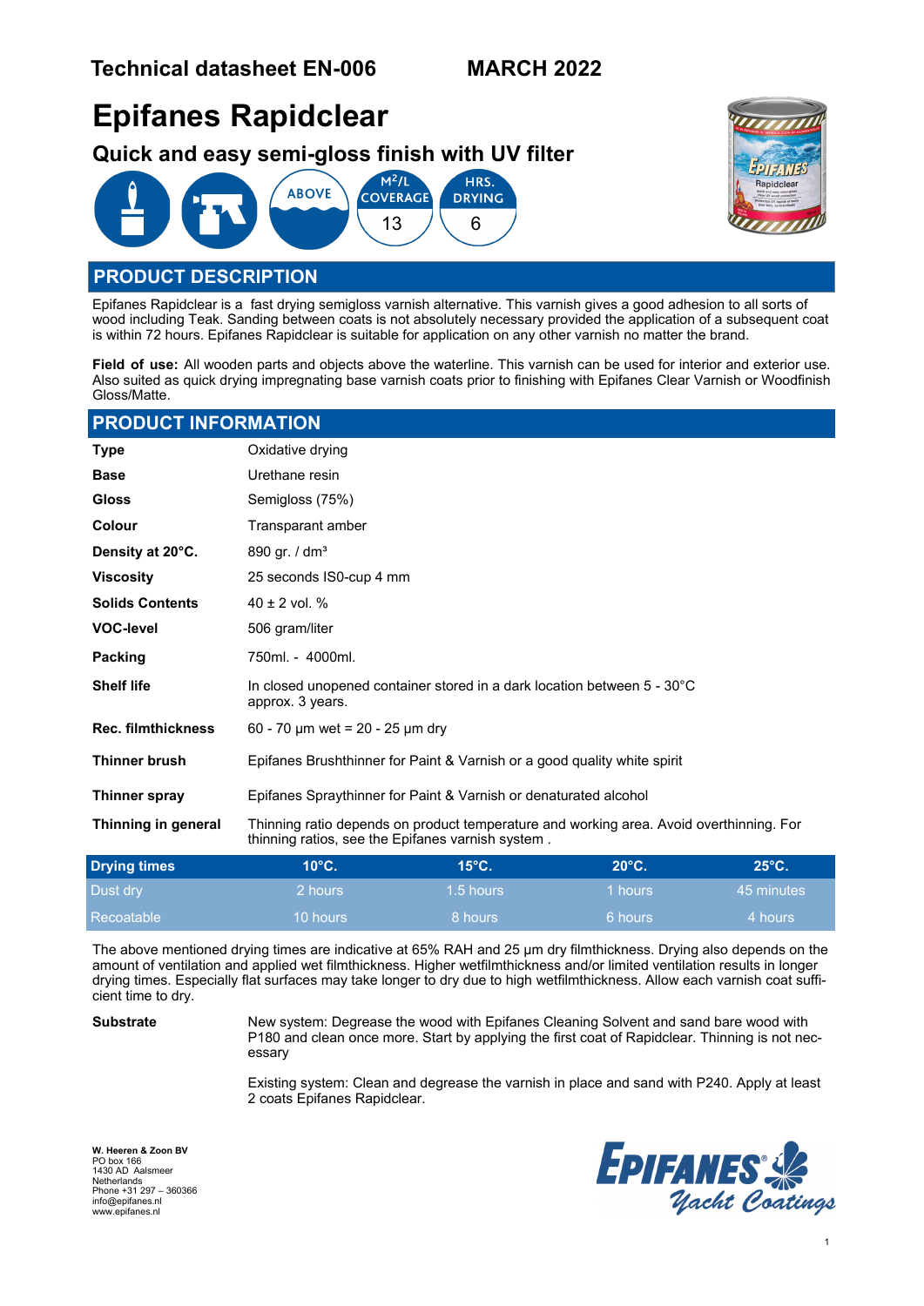**Technical datasheet EN-006** **MARCH 2022**

# Epifanes Rapidclear

## Quick and easy semi-gloss finish with UV filter

ABOVE | M²/L COVERAGE 13 | HRS. DRYING 6

## PRODUCT DESCRIPTION

Epifanes Rapidclear is a fast drying semigloss varnish alternative. This varnish gives a good adhesion to all sorts of wood including Teak. Sanding between coats is not absolutely necessary provided the application of a subsequent coat is within 72 hours. Epifanes Rapidclear is suitable for application on any other varnish no matter the brand.

**Field of use:** All wooden parts and objects above the waterline. This varnish can be used for interior and exterior use. Also suited as quick drying impregnating base varnish coats prior to finishing with Epifanes Clear Varnish or Woodfinish Gloss/Matte.

## PRODUCT INFORMATION

| | |
|---|---|
| **Type** | Oxidative drying |
| **Base** | Urethane resin |
| **Gloss** | Semigloss (75%) |
| **Colour** | Transparant amber |
| **Density at 20°C.** | 890 gr. / dm³ |
| **Viscosity** | 25 seconds IS0-cup 4 mm |
| **Solids Contents** | 40 ± 2 vol. % |
| **VOC-level** | 506 gram/liter |
| **Packing** | 750ml. - 4000ml. |
| **Shelf life** | In closed unopened container stored in a dark location between 5 - 30°C approx. 3 years. |
| **Rec. filmthickness** | 60 - 70 µm wet = 20 - 25 µm dry |
| **Thinner brush** | Epifanes Brushthinner for Paint & Varnish or a good quality white spirit |
| **Thinner spray** | Epifanes Spraythinner for Paint & Varnish or denaturated alcohol |
| **Thinning in general** | Thinning ratio depends on product temperature and working area. Avoid overthinning. For thinning ratios, see the Epifanes varnish system . |

| Drying times | 10°C. | 15°C. | 20°C. | 25°C. |
|---|---|---|---|---|
| Dust dry | 2 hours | 1.5 hours | 1 hours | 45 minutes |
| Recoatable | 10 hours | 8 hours | 6 hours | 4 hours |

The above mentioned drying times are indicative at 65% RAH and 25 µm dry filmthickness. Drying also depends on the amount of ventilation and applied wet filmthickness. Higher wetfilmthickness and/or limited ventilation results in longer drying times. Especially flat surfaces may take longer to dry due to high wetfilmthickness. Allow each varnish coat sufficient time to dry.

**Substrate**

New system: Degrease the wood with Epifanes Cleaning Solvent and sand bare wood with P180 and clean once more. Start by applying the first coat of Rapidclear. Thinning is not necessary

Existing system: Clean and degrease the varnish in place and sand with P240. Apply at least 2 coats Epifanes Rapidclear.

**W. Heeren & Zoon BV**
PO box 166
1430 AD Aalsmeer
Netherlands
Phone +31 297 – 360366
info@epifanes.nl
www.epifanes.nl

EPIFANES® Yacht Coatings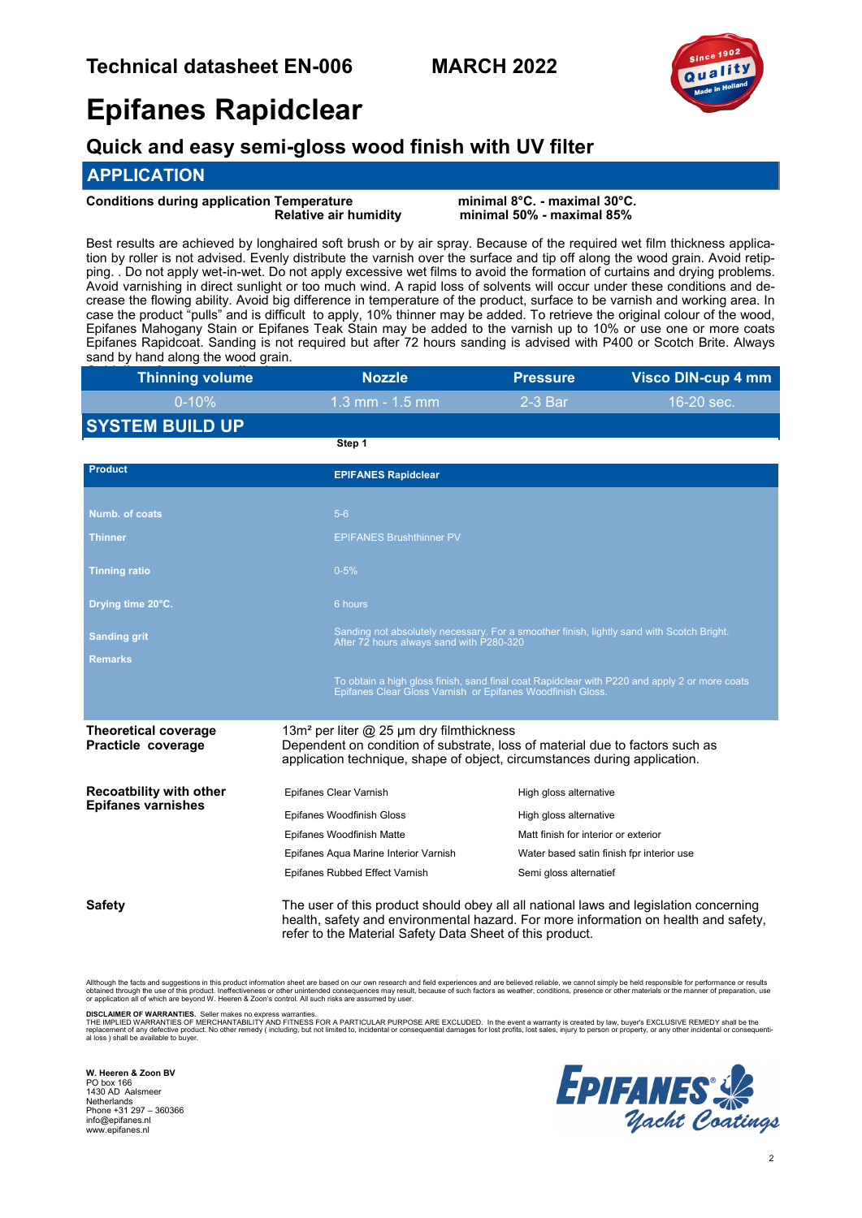## Technical datasheet EN-006 MARCH 2022

# Epifanes Rapidclear

## Quick and easy semi-gloss wood finish with UV filter

## APPLICATION

**Conditions during application Temperature** **minimal 8°C. - maximal 30°C.**
**Relative air humidity** **minimal 50% - maximal 85%**

Best results are achieved by longhaired soft brush or by air spray. Because of the required wet film thickness application by roller is not advised. Evenly distribute the varnish over the surface and tip off along the wood grain. Avoid retipping. . Do not apply wet-in-wet. Do not apply excessive wet films to avoid the formation of curtains and drying problems. Avoid varnishing in direct sunlight or too much wind. A rapid loss of solvents will occur under these conditions and decrease the flowing ability. Avoid big difference in temperature of the product, surface to be varnish and working area. In case the product "pulls" and is difficult to apply, 10% thinner may be added. To retrieve the original colour of the wood, Epifanes Mahogany Stain or Epifanes Teak Stain may be added to the varnish up to 10% or use one or more coats Epifanes Rapidcoat. Sanding is not required but after 72 hours sanding is advised with P400 or Scotch Brite. Always sand by hand along the wood grain.

| Thinning volume | Nozzle | Pressure | Visco DIN-cup 4 mm |
|---|---|---|---|
| 0-10% | 1.3 mm - 1.5 mm | 2-3 Bar | 16-20 sec. |

## SYSTEM BUILD UP

| | Step 1 |
|---|---|
| Product | EPIFANES Rapidclear |
| Numb. of coats | 5-6 |
| Thinner | EPIFANES Brushthinner PV |
| Tinning ratio | 0-5% |
| Drying time 20°C. | 6 hours |
| Sanding grit | Sanding not absolutely necessary. For a smoother finish, lightly sand with Scotch Bright. After 72 hours always sand with P280-320 |
| Remarks | To obtain a high gloss finish, sand final coat Rapidclear with P220 and apply 2 or more coats Epifanes Clear Gloss Varnish or Epifanes Woodfinish Gloss. |

**Theoretical coverage** 13m² per liter @ 25 µm dry filmthickness
**Practicle coverage** Dependent on condition of substrate, loss of material due to factors such as application technique, shape of object, circumstances during application.

**Recoatbility with other Epifanes varnishes**

| | |
|---|---|
| Epifanes Clear Varnish | High gloss alternative |
| Epifanes Woodfinish Gloss | High gloss alternative |
| Epifanes Woodfinish Matte | Matt finish for interior or exterior |
| Epifanes Aqua Marine Interior Varnish | Water based satin finish fpr interior use |
| Epifanes Rubbed Effect Varnish | Semi gloss alternatief |

**Safety** The user of this product should obey all all national laws and legislation concerning health, safety and environmental hazard. For more information on health and safety, refer to the Material Safety Data Sheet of this product.

Allthough the facts and suggestions in this product information sheet are based on our own research and field experiences and are believed reliable, we cannot simply be held responsible for performance or results obtained through the use of this product. Ineffectiveness or other unintended consequences may result, because of such factors as weather, conditions, presence or other materials or the manner of preparation, use or application all of which are beyond W. Heeren & Zoon's control. All such risks are assumed by user.

**DISCLAIMER OF WARRANTIES.** Seller makes no express warranties.
THE IMPLIED WARRANTIES OF MERCHANTABILITY AND FITNESS FOR A PARTICULAR PURPOSE ARE EXCLUDED. In the event a warranty is created by law, buyer's EXCLUSIVE REMEDY shall be the replacement of any defective product. No other remedy ( including, but not limited to, incidental or consequential damages for lost profits, lost sales, injury to person or property, or any other incidental or consequential loss ) shall be available to buyer.

**W. Heeren & Zoon BV**
PO box 166
1430 AD Aalsmeer
Netherlands
Phone +31 297 – 360366
info@epifanes.nl
www.epifanes.nl